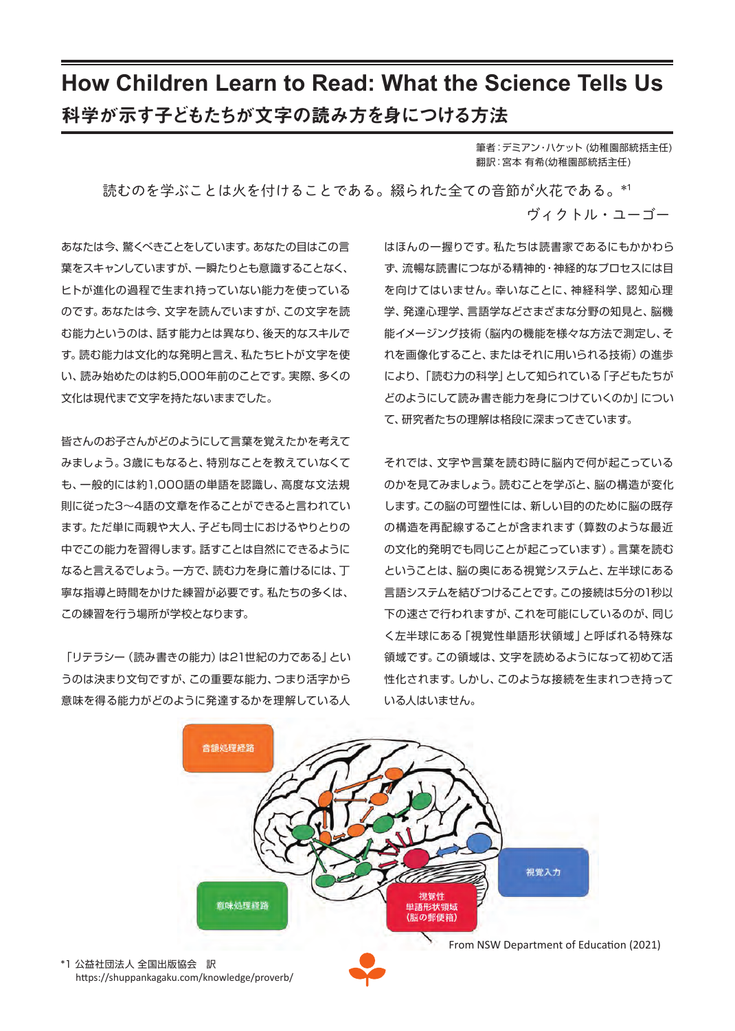# How Children Learn to Read: What the Science Tells Us

## 科学が示す子どもたちが文字の読み方を身につける方法

筆者：デミアン・ハケット（幼稚園部統括主任）
翻訳：宮本 有希（幼稚園部統括主任）

読むのを学ぶことは火を付けることである。綴られた全ての音節が火花である。*1

ヴィクトル・ユーゴー

あなたは今、驚くべきことをしています。あなたの目はこの言葉をスキャンしていますが、一瞬たりとも意識することなく、ヒトが進化の過程で生まれ持っていない能力を使っているのです。あなたは今、文字を読んでいますが、この文字を読む能力というのは、話す能力とは異なり、後天的なスキルです。読む能力は文化的な発明と言え、私たちヒトが文字を使い、読み始めたのは約5,000年前のことです。実際、多くの文化は現代まで文字を持たないままでした。

皆さんのお子さんがどのようにして言葉を覚えたかを考えてみましょう。3歳にもなると、特別なことを教えていなくても、一般的には約1,000語の単語を認識し、高度な文法規則に従った3〜4語の文章を作ることができると言われています。ただ単に両親や大人、子ども同士におけるやりとりの中でこの能力を習得します。話すことは自然にできるようになると言えるでしょう。一方で、読む力を身に着けるには、丁寧な指導と時間をかけた練習が必要です。私たちの多くは、この練習を行う場所が学校となります。

「リテラシー（読み書きの能力）は21世紀の力である」というのは決まり文句ですが、この重要な能力、つまり活字から意味を得る能力がどのように発達するかを理解している人はほんの一握りです。私たちは読書家であるにもかかわらず、流暢な読書につながる精神的・神経的なプロセスには目を向けてはいません。幸いなことに、神経科学、認知心理学、発達心理学、言語学などさまざまな分野の知見と、脳機能イメージング技術（脳内の機能を様々な方法で測定し、それを画像化すること、またはそれに用いられる技術）の進歩により、「読む力の科学」として知られている「子どもたちがどのようにして読み書き能力を身につけていくのか」について、研究者たちの理解は格段に深まってきています。

それでは、文字や言葉を読む時に脳内で何が起こっているのかを見てみましょう。読むことを学ぶと、脳の構造が変化します。この脳の可塑性には、新しい目的のために脳の既存の構造を再配線することが含まれます（算数のような最近の文化的発明でも同じことが起こっています）。言葉を読むということは、脳の奥にある視覚システムと、左半球にある言語システムを結びつけることです。この接続は5分の1秒以下の速さで行われますが、これを可能にしているのが、同じく左半球にある「視覚性単語形状領域」と呼ばれる特殊な領域です。この領域は、文字を読めるようになって初めて活性化されます。しかし、このような接続を生まれつき持っている人はいません。

音韻処理経路

視覚入力

意味処理経路

視覚性単語形状領域（脳の郵便箱）

From NSW Department of Education (2021)

*1 公益社団法人 全国出版協会　訳
https://shuppankagaku.com/knowledge/proverb/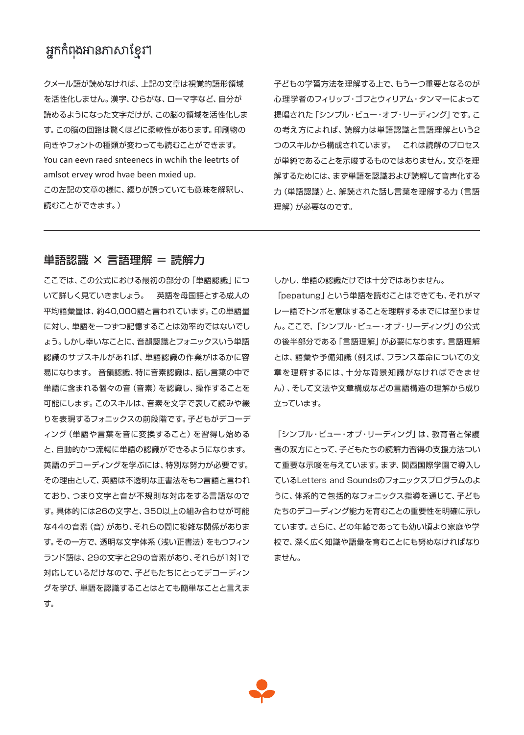អ្នកកំពុងអានភាសាខ្មែរ។

クメール語が読めなければ、上記の文章は視覚的語形領域を活性化しません。漢字、ひらがな、ローマ字など、自分が読めるようになった文字だけが、この脳の領域を活性化します。この脳の回路は驚くほどに柔軟性があります。印刷物の向きやフォントの種類が変わっても読むことができます。You can eevn raed snteenecs in wchih the leetrts of amlsot ervey wrod hvae been mxied up.
この左記の文章の様に、綴りが誤っていても意味を解釈し、読むことができます。）

子どもの学習方法を理解する上で、もう一つ重要となるのが心理学者のフィリップ・ゴフとウィリアム・タンマーによって提唱された「シンプル・ビュー・オブ・リーディング」です。この考え方によれば、読解力は単語認識と言語理解という2つのスキルから構成されています。　これは読解のプロセスが単純であることを示唆するものではありません。文章を理解するためには、まず単語を認識および読解して音声化する力（単語認識）と、解読された話し言葉を理解する力（言語理解）が必要なのです。

---

## 単語認識 × 言語理解 ＝ 読解力

ここでは、この公式における最初の部分の「単語認識」について詳しく見ていきましょう。　英語を母国語とする成人の平均語彙量は、約40,000語と言われています。この単語量に対し、単語を一つずつ記憶することは効率的ではないでしょう。しかし幸いなことに、音韻認識とフォニックスいう単語認識のサブスキルがあれば、単語認識の作業がはるかに容易になります。 音韻認識、特に音素認識は、話し言葉の中で単語に含まれる個々の音（音素）を認識し、操作することを可能にします。このスキルは、音素を文字で表して読みや綴りを表現するフォニックスの前段階です。子どもがデコーディング（単語や言葉を音に変換すること）を習得し始めると、自動的かつ流暢に単語の認識ができるようになります。英語のデコーディングを学ぶには、特別な努力が必要です。その理由として、英語は不透明な正書法をもつ言語と言われており、つまり文字と音が不規則な対応をする言語なのです。具体的には26の文字と、350以上の組み合わせが可能な44の音素（音）があり、それらの間に複雑な関係があります。その一方で、透明な文字体系（浅い正書法）をもつフィンランド語は、29の文字と29の音素があり、それらが1対1で対応しているだけなので、子どもたちにとってデコーディングを学び、単語を認識することはとても簡単なことと言えます。

しかし、単語の認識だけでは十分ではありません。
「pepatung」という単語を読むことはできても、それがマレー語でトンボを意味することを理解するまでには至りません。ここで、「シンプル・ビュー・オブ・リーディング」の公式の後半部分である「言語理解」が必要になります。言語理解とは、語彙や予備知識（例えば、フランス革命についての文章を理解するには、十分な背景知識がなければできません）、そして文法や文章構成などの言語構造の理解から成り立っています。

「シンプル・ビュー・オブ・リーディング」は、教育者と保護者の双方にとって、子どもたちの読解力習得の支援方法ついて重要な示唆を与えています。まず、関西国際学園で導入しているLetters and Soundsのフォニックスプログラムのように、体系的で包括的なフォニックス指導を通じて、子どもたちのデコーディング能力を育むことの重要性を明確に示しています。さらに、どの年齢であっても幼い頃より家庭や学校で、深く広く知識や語彙を育むことにも努めなければなりません。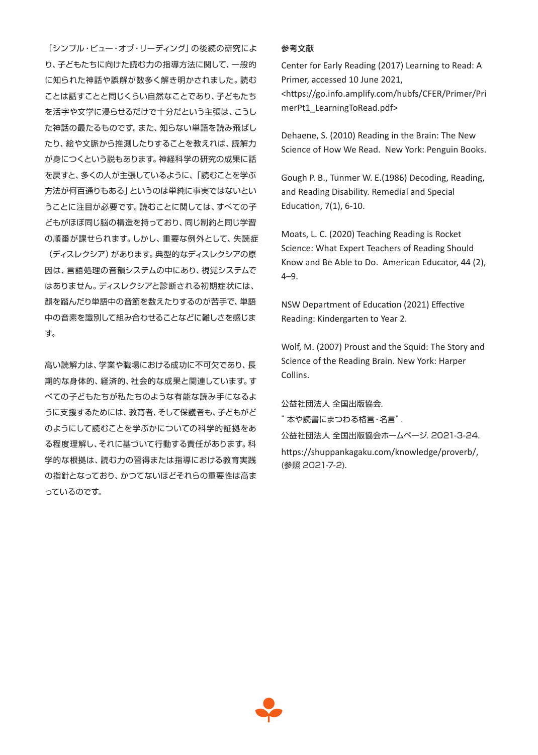「シンプル・ビュー・オブ・リーディング」の後続の研究により、子どもたちに向けた読む力の指導方法に関して、一般的に知られた神話や誤解が数多く解き明かされました。読むことは話すことと同じくらい自然なことであり、子どもたちを活字や文字に浸らせるだけで十分だという主張は、こうした神話の最たるものです。また、知らない単語を読み飛ばしたり、絵や文脈から推測したりすることを教えれば、読解力が身につくという説もあります。神経科学の研究の成果に話を戻すと、多くの人が主張しているように、「読むことを学ぶ方法が何百通りもある」というのは単純に事実ではないということに注目が必要です。読むことに関しては、すべての子どもがほぼ同じ脳の構造を持っており、同じ制約と同じ学習の順番が課せられます。しかし、重要な例外として、失読症（ディスレクシア）があります。典型的なディスレクシアの原因は、言語処理の音韻システムの中にあり、視覚システムではありません。ディスレクシアと診断される初期症状には、韻を踏んだり単語中の音節を数えたりするのが苦手で、単語中の音素を識別して組み合わせることなどに難しさを感じます。

高い読解力は、学業や職場における成功に不可欠であり、長期的な身体的、経済的、社会的な成果と関連しています。すべての子どもたちが私たちのような有能な読み手になるように支援するためには、教育者、そして保護者も、子どもがどのようにして読むことを学ぶかについての科学的証拠をある程度理解し、それに基づいて行動する責任があります。科学的な根拠は、読む力の習得または指導における教育実践の指針となっており、かつてないほどそれらの重要性は高まっているのです。

**参考文献**

Center for Early Reading (2017) Learning to Read: A Primer, accessed 10 June 2021, <https://go.info.amplify.com/hubfs/CFER/Primer/PrimerPt1_LearningToRead.pdf>

Dehaene, S. (2010) Reading in the Brain: The New Science of How We Read. New York: Penguin Books.

Gough P. B., Tunmer W. E.(1986) Decoding, Reading, and Reading Disability. Remedial and Special Education, 7(1), 6-10.

Moats, L. C. (2020) Teaching Reading is Rocket Science: What Expert Teachers of Reading Should Know and Be Able to Do. American Educator, 44 (2), 4–9.

NSW Department of Education (2021) Effective Reading: Kindergarten to Year 2.

Wolf, M. (2007) Proust and the Squid: The Story and Science of the Reading Brain. New York: Harper Collins.

公益社団法人 全国出版協会.
" 本や読書にまつわる格言・名言".
公益社団法人 全国出版協会ホームページ. 2021-3-24.
https://shuppankagaku.com/knowledge/proverb/, (参照 2021-7-2).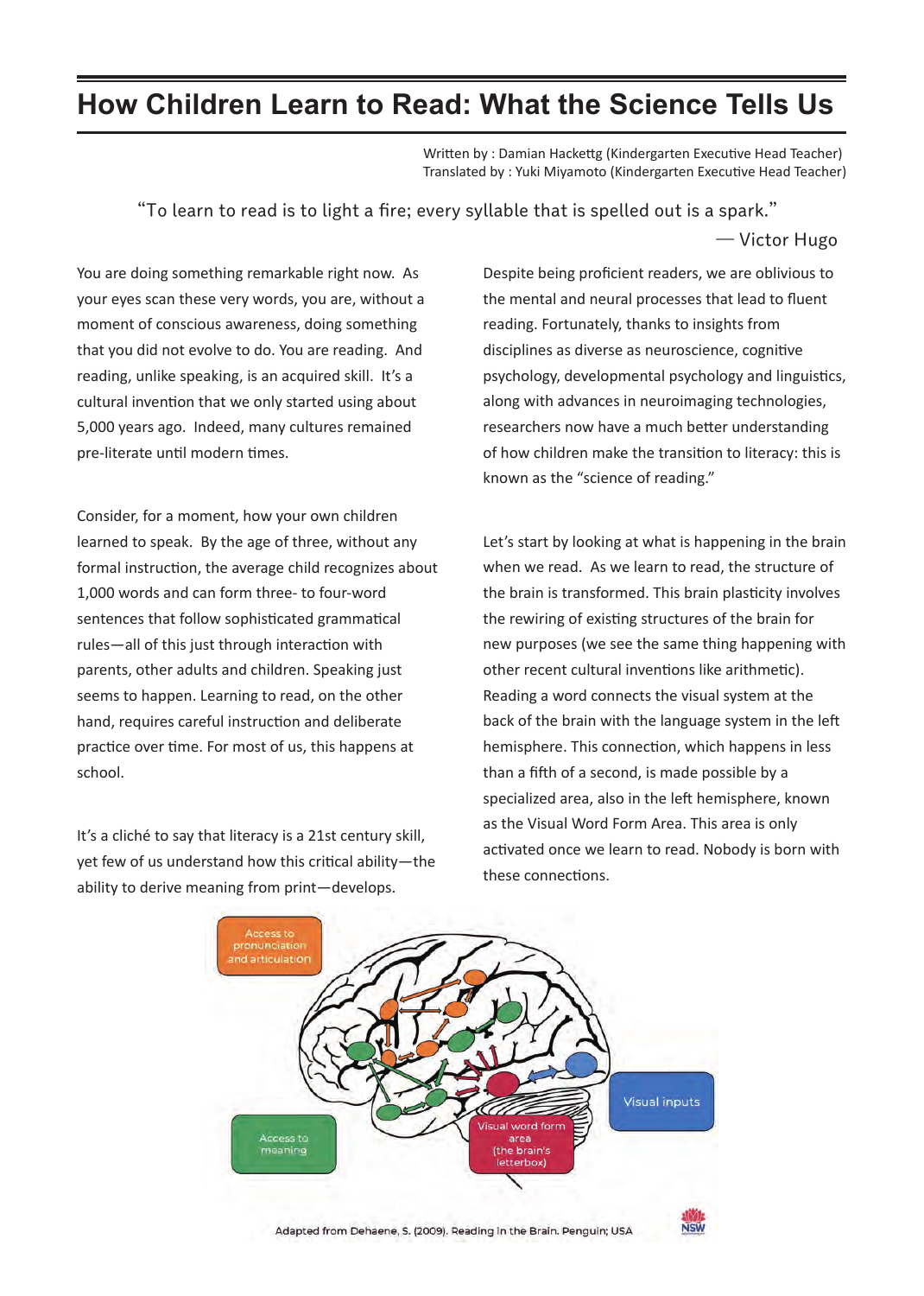# How Children Learn to Read: What the Science Tells Us

Written by : Damian Hackettg (Kindergarten Executive Head Teacher)
Translated by : Yuki Miyamoto (Kindergarten Executive Head Teacher)

> "To learn to read is to light a fire; every syllable that is spelled out is a spark."
>
> — Victor Hugo

You are doing something remarkable right now. As your eyes scan these very words, you are, without a moment of conscious awareness, doing something that you did not evolve to do. You are reading. And reading, unlike speaking, is an acquired skill. It's a cultural invention that we only started using about 5,000 years ago. Indeed, many cultures remained pre-literate until modern times.

Consider, for a moment, how your own children learned to speak. By the age of three, without any formal instruction, the average child recognizes about 1,000 words and can form three- to four-word sentences that follow sophisticated grammatical rules—all of this just through interaction with parents, other adults and children. Speaking just seems to happen. Learning to read, on the other hand, requires careful instruction and deliberate practice over time. For most of us, this happens at school.

It's a cliché to say that literacy is a 21st century skill, yet few of us understand how this critical ability—the ability to derive meaning from print—develops.

Despite being proficient readers, we are oblivious to the mental and neural processes that lead to fluent reading. Fortunately, thanks to insights from disciplines as diverse as neuroscience, cognitive psychology, developmental psychology and linguistics, along with advances in neuroimaging technologies, researchers now have a much better understanding of how children make the transition to literacy: this is known as the "science of reading."

Let's start by looking at what is happening in the brain when we read. As we learn to read, the structure of the brain is transformed. This brain plasticity involves the rewiring of existing structures of the brain for new purposes (we see the same thing happening with other recent cultural inventions like arithmetic). Reading a word connects the visual system at the back of the brain with the language system in the left hemisphere. This connection, which happens in less than a fifth of a second, is made possible by a specialized area, also in the left hemisphere, known as the Visual Word Form Area. This area is only activated once we learn to read. Nobody is born with these connections.

Adapted from Dehaene, S. (2009). Reading in the Brain. Penguin; USA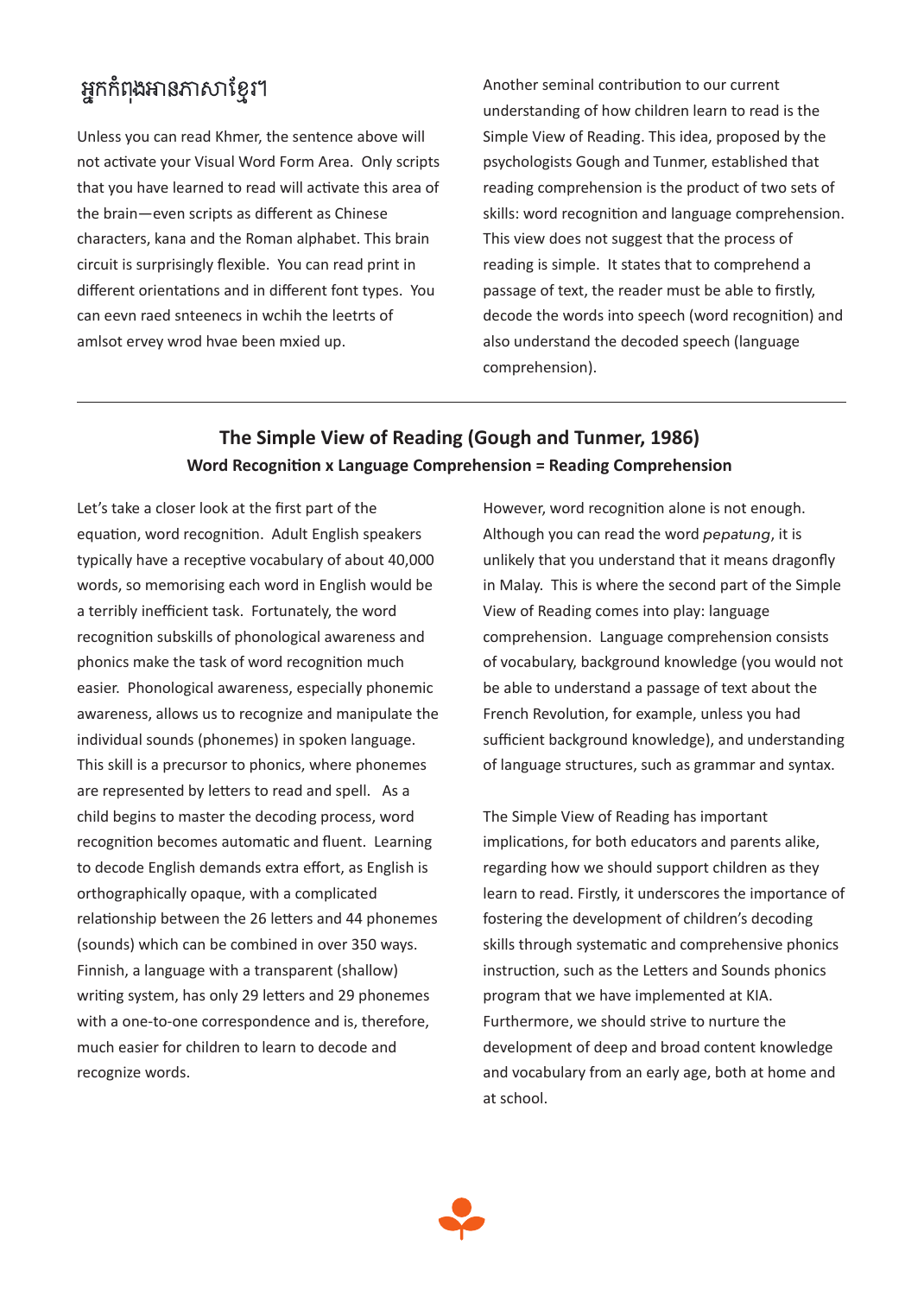អ្នកកំពុងអានភាសាខ្មែរ។

Unless you can read Khmer, the sentence above will not activate your Visual Word Form Area. Only scripts that you have learned to read will activate this area of the brain—even scripts as different as Chinese characters, kana and the Roman alphabet. This brain circuit is surprisingly flexible. You can read print in different orientations and in different font types. You can eevn raed snteenecs in wchih the leetrts of amlsot ervey wrod hvae been mxied up.

Another seminal contribution to our current understanding of how children learn to read is the Simple View of Reading. This idea, proposed by the psychologists Gough and Tunmer, established that reading comprehension is the product of two sets of skills: word recognition and language comprehension. This view does not suggest that the process of reading is simple. It states that to comprehend a passage of text, the reader must be able to firstly, decode the words into speech (word recognition) and also understand the decoded speech (language comprehension).

---

## The Simple View of Reading (Gough and Tunmer, 1986)

**Word Recognition x Language Comprehension = Reading Comprehension**

Let's take a closer look at the first part of the equation, word recognition. Adult English speakers typically have a receptive vocabulary of about 40,000 words, so memorising each word in English would be a terribly inefficient task. Fortunately, the word recognition subskills of phonological awareness and phonics make the task of word recognition much easier. Phonological awareness, especially phonemic awareness, allows us to recognize and manipulate the individual sounds (phonemes) in spoken language. This skill is a precursor to phonics, where phonemes are represented by letters to read and spell. As a child begins to master the decoding process, word recognition becomes automatic and fluent. Learning to decode English demands extra effort, as English is orthographically opaque, with a complicated relationship between the 26 letters and 44 phonemes (sounds) which can be combined in over 350 ways. Finnish, a language with a transparent (shallow) writing system, has only 29 letters and 29 phonemes with a one-to-one correspondence and is, therefore, much easier for children to learn to decode and recognize words.

However, word recognition alone is not enough. Although you can read the word *pepatung*, it is unlikely that you understand that it means dragonfly in Malay. This is where the second part of the Simple View of Reading comes into play: language comprehension. Language comprehension consists of vocabulary, background knowledge (you would not be able to understand a passage of text about the French Revolution, for example, unless you had sufficient background knowledge), and understanding of language structures, such as grammar and syntax.

The Simple View of Reading has important implications, for both educators and parents alike, regarding how we should support children as they learn to read. Firstly, it underscores the importance of fostering the development of children's decoding skills through systematic and comprehensive phonics instruction, such as the Letters and Sounds phonics program that we have implemented at KIA. Furthermore, we should strive to nurture the development of deep and broad content knowledge and vocabulary from an early age, both at home and at school.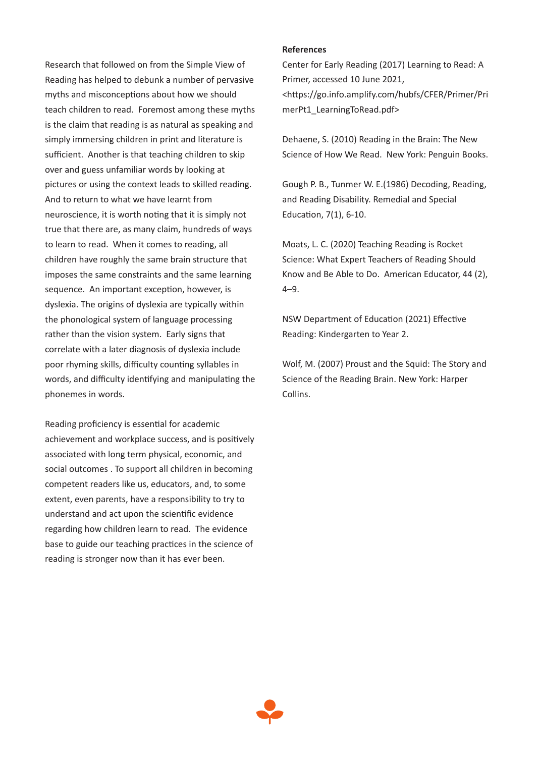Research that followed on from the Simple View of Reading has helped to debunk a number of pervasive myths and misconceptions about how we should teach children to read. Foremost among these myths is the claim that reading is as natural as speaking and simply immersing children in print and literature is sufficient. Another is that teaching children to skip over and guess unfamiliar words by looking at pictures or using the context leads to skilled reading. And to return to what we have learnt from neuroscience, it is worth noting that it is simply not true that there are, as many claim, hundreds of ways to learn to read. When it comes to reading, all children have roughly the same brain structure that imposes the same constraints and the same learning sequence. An important exception, however, is dyslexia. The origins of dyslexia are typically within the phonological system of language processing rather than the vision system. Early signs that correlate with a later diagnosis of dyslexia include poor rhyming skills, difficulty counting syllables in words, and difficulty identifying and manipulating the phonemes in words.

Reading proficiency is essential for academic achievement and workplace success, and is positively associated with long term physical, economic, and social outcomes . To support all children in becoming competent readers like us, educators, and, to some extent, even parents, have a responsibility to try to understand and act upon the scientific evidence regarding how children learn to read. The evidence base to guide our teaching practices in the science of reading is stronger now than it has ever been.

**References**

Center for Early Reading (2017) Learning to Read: A Primer, accessed 10 June 2021, <https://go.info.amplify.com/hubfs/CFER/Primer/PrimerPt1_LearningToRead.pdf>

Dehaene, S. (2010) Reading in the Brain: The New Science of How We Read. New York: Penguin Books.

Gough P. B., Tunmer W. E.(1986) Decoding, Reading, and Reading Disability. Remedial and Special Education, 7(1), 6-10.

Moats, L. C. (2020) Teaching Reading is Rocket Science: What Expert Teachers of Reading Should Know and Be Able to Do. American Educator, 44 (2), 4–9.

NSW Department of Education (2021) Effective Reading: Kindergarten to Year 2.

Wolf, M. (2007) Proust and the Squid: The Story and Science of the Reading Brain. New York: Harper Collins.